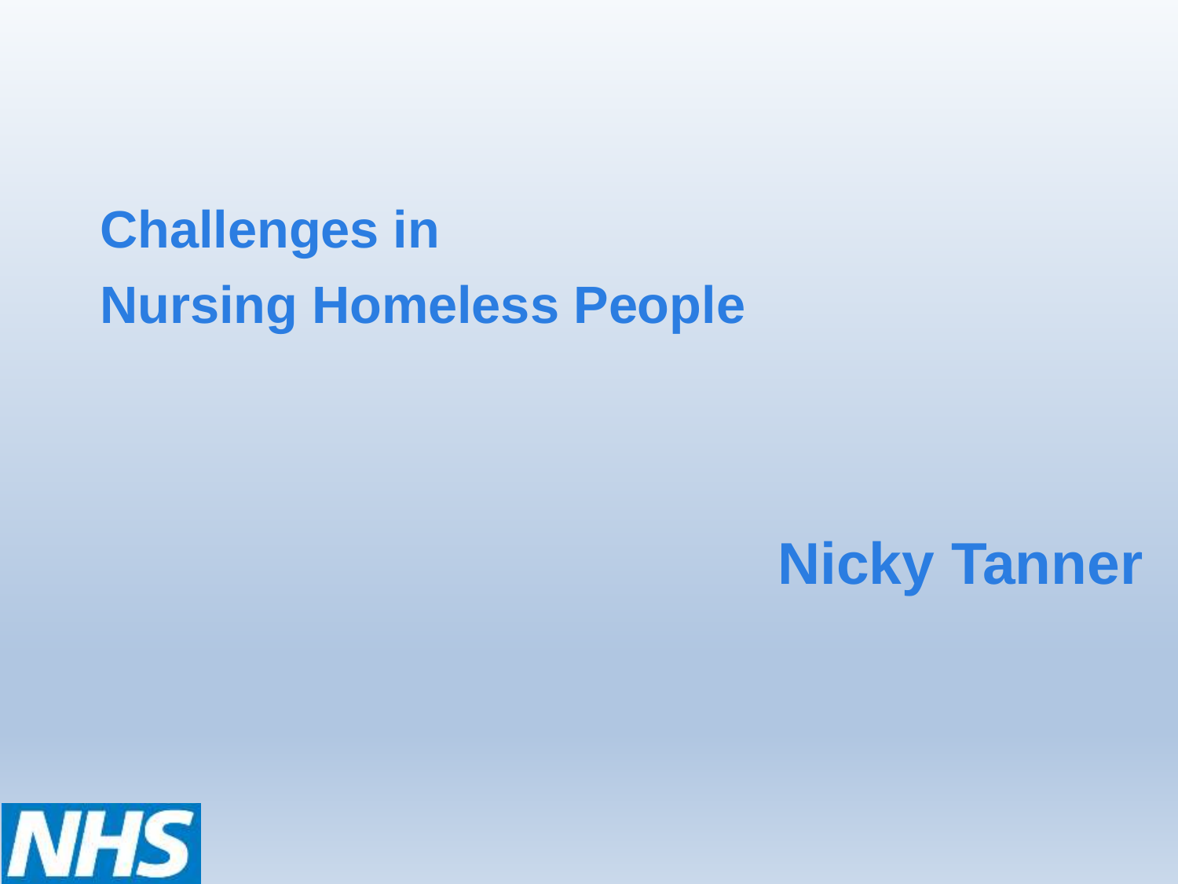# Challenges in Nursing Homeless People

**Nicky Tanner**

NHS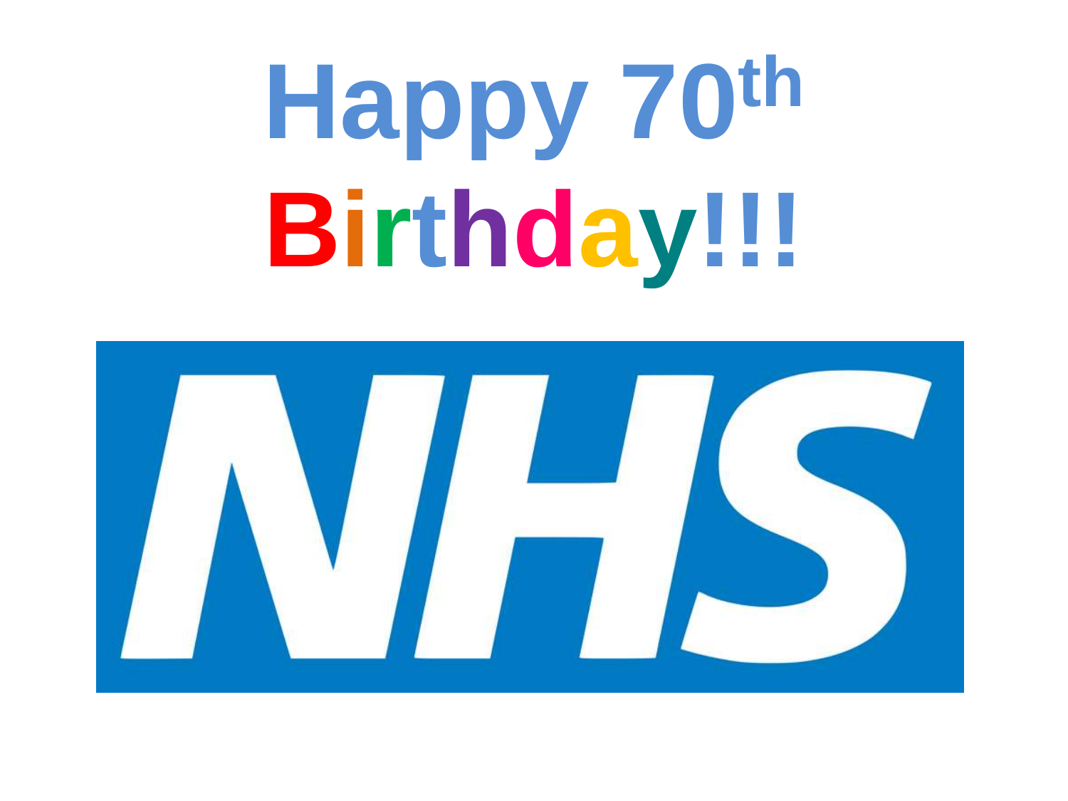# Happy 70th Birthday!!!

NHS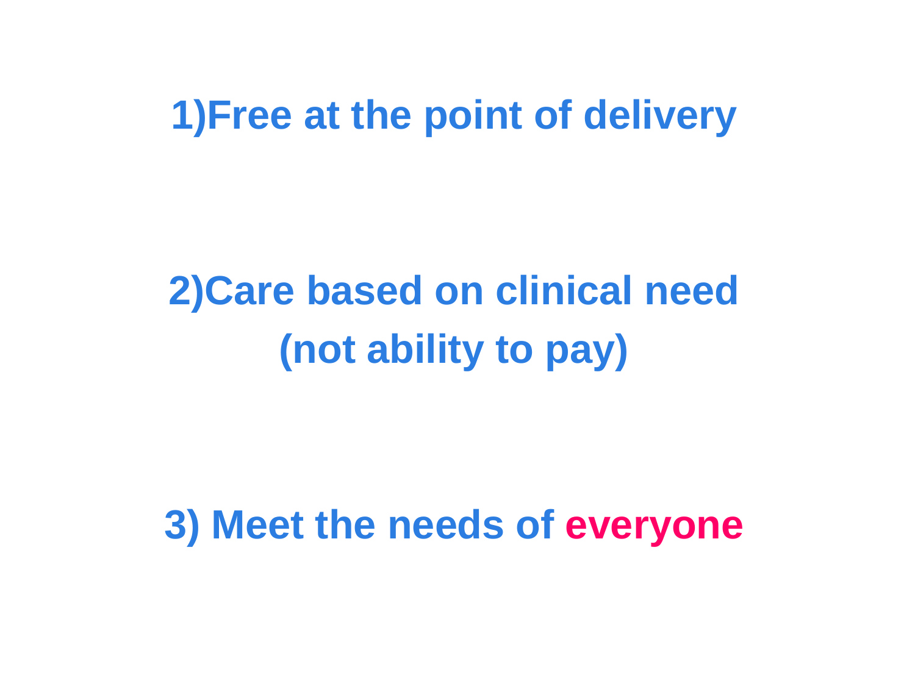**1)Free at the point of delivery**

**2)Care based on clinical need (not ability to pay)**

**3) Meet the needs of everyone**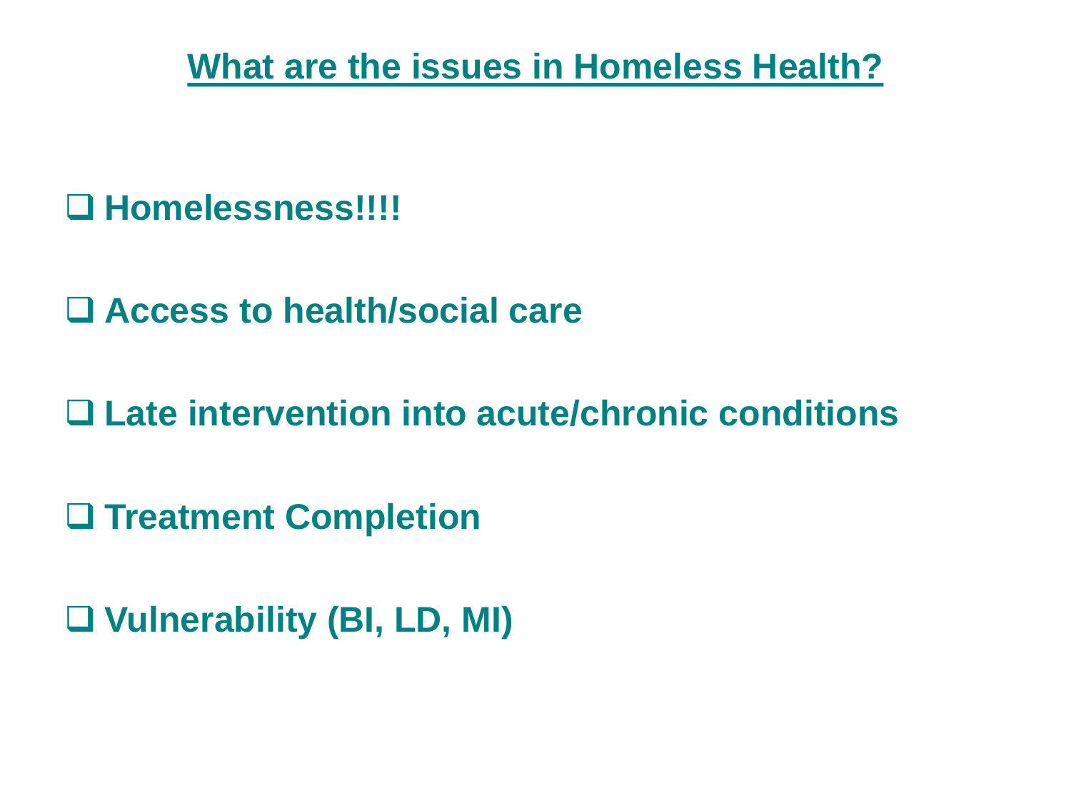# What are the issues in Homeless Health?

- Homelessness!!!!
- Access to health/social care
- Late intervention into acute/chronic conditions
- Treatment Completion
- Vulnerability (BI, LD, MI)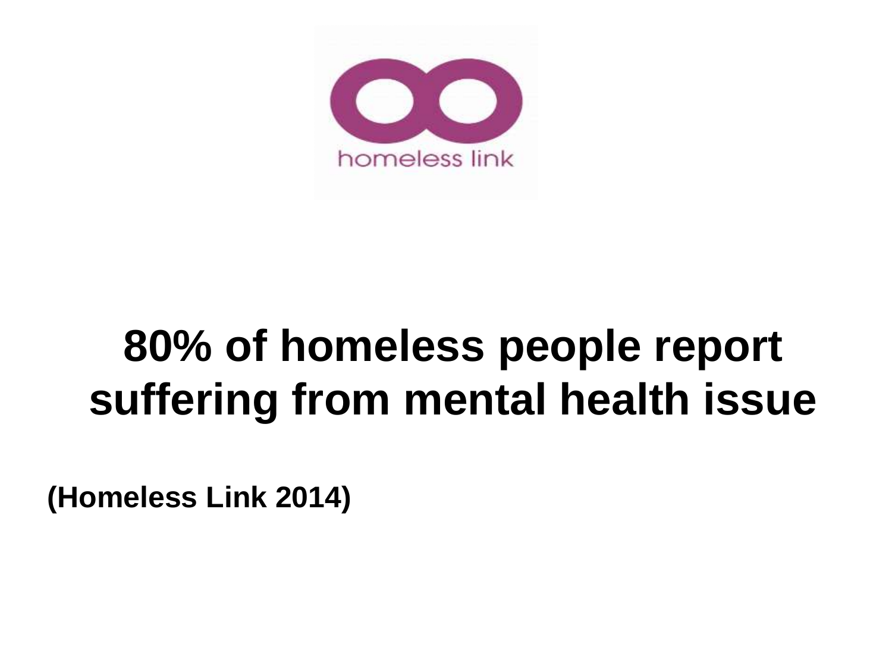homeless link

# 80% of homeless people report suffering from mental health issue

**(Homeless Link 2014)**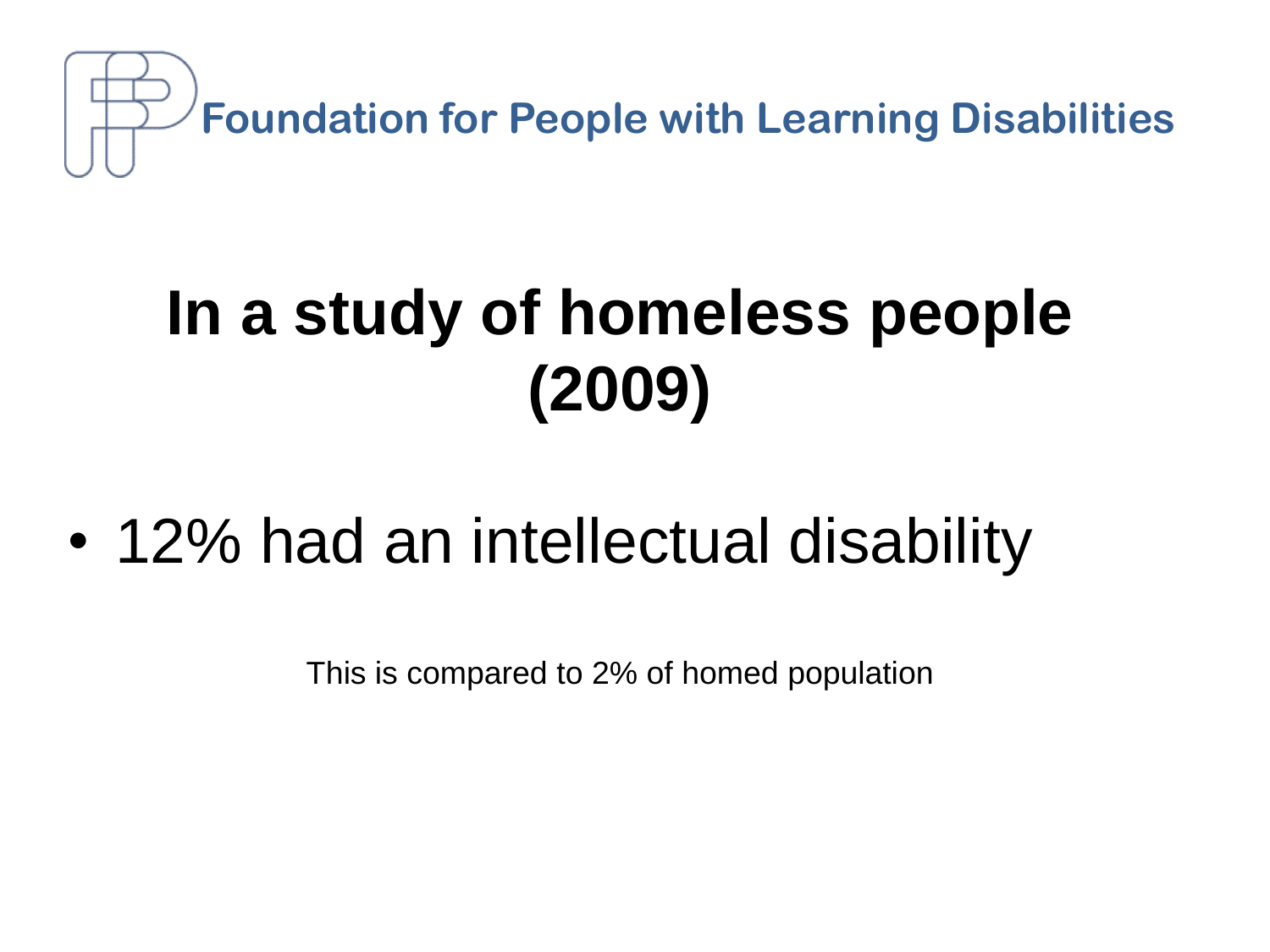Foundation for People with Learning Disabilities

# In a study of homeless people (2009)

- 12% had an intellectual disability

This is compared to 2% of homed population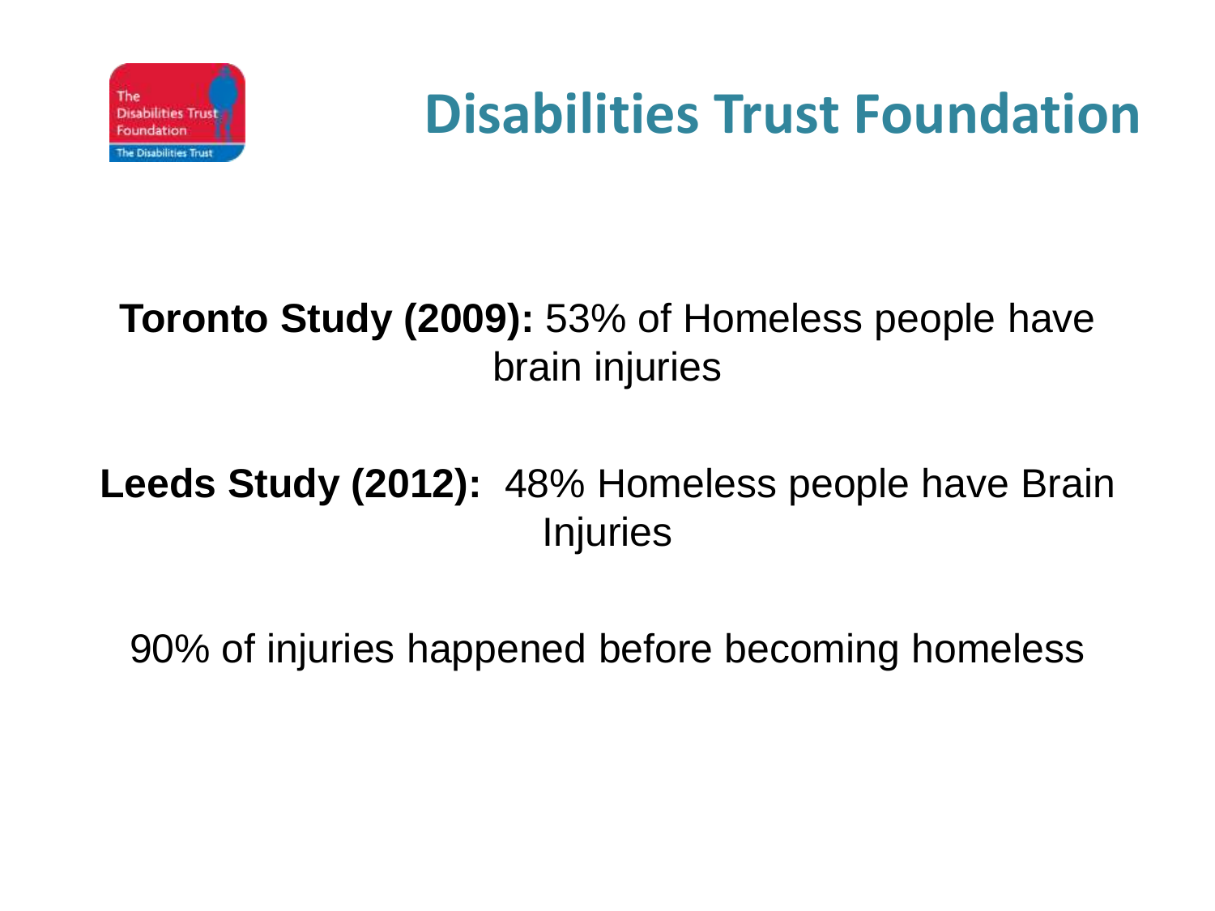# Disabilities Trust Foundation

**Toronto Study (2009):** 53% of Homeless people have brain injuries

**Leeds Study (2012):** 48% Homeless people have Brain Injuries

90% of injuries happened before becoming homeless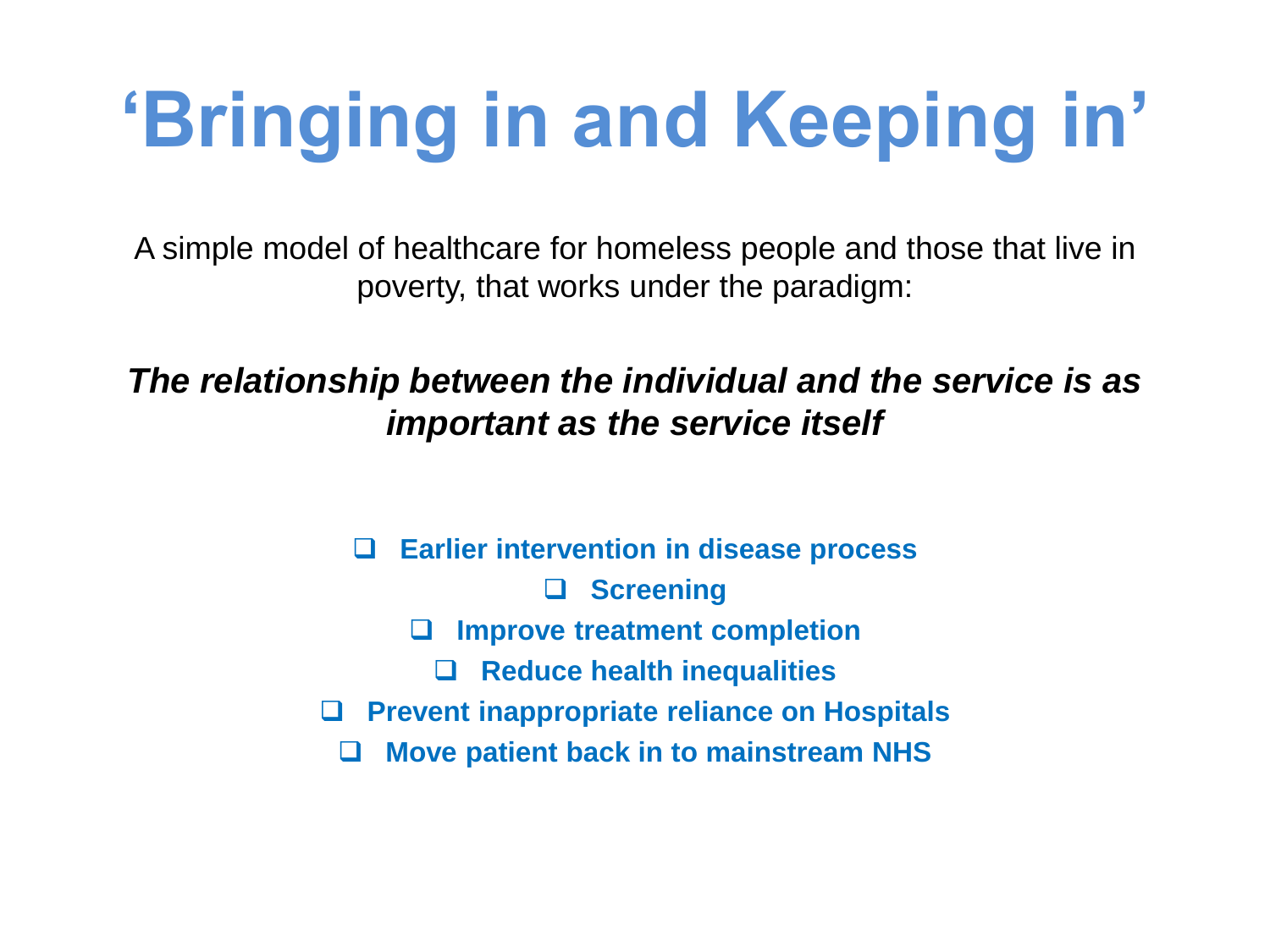# ‘Bringing in and Keeping in’

A simple model of healthcare for homeless people and those that live in poverty, that works under the paradigm:

***The relationship between the individual and the service is as important as the service itself***

- **Earlier intervention in disease process**
- **Screening**
- **Improve treatment completion**
- **Reduce health inequalities**
- **Prevent inappropriate reliance on Hospitals**
- **Move patient back in to mainstream NHS**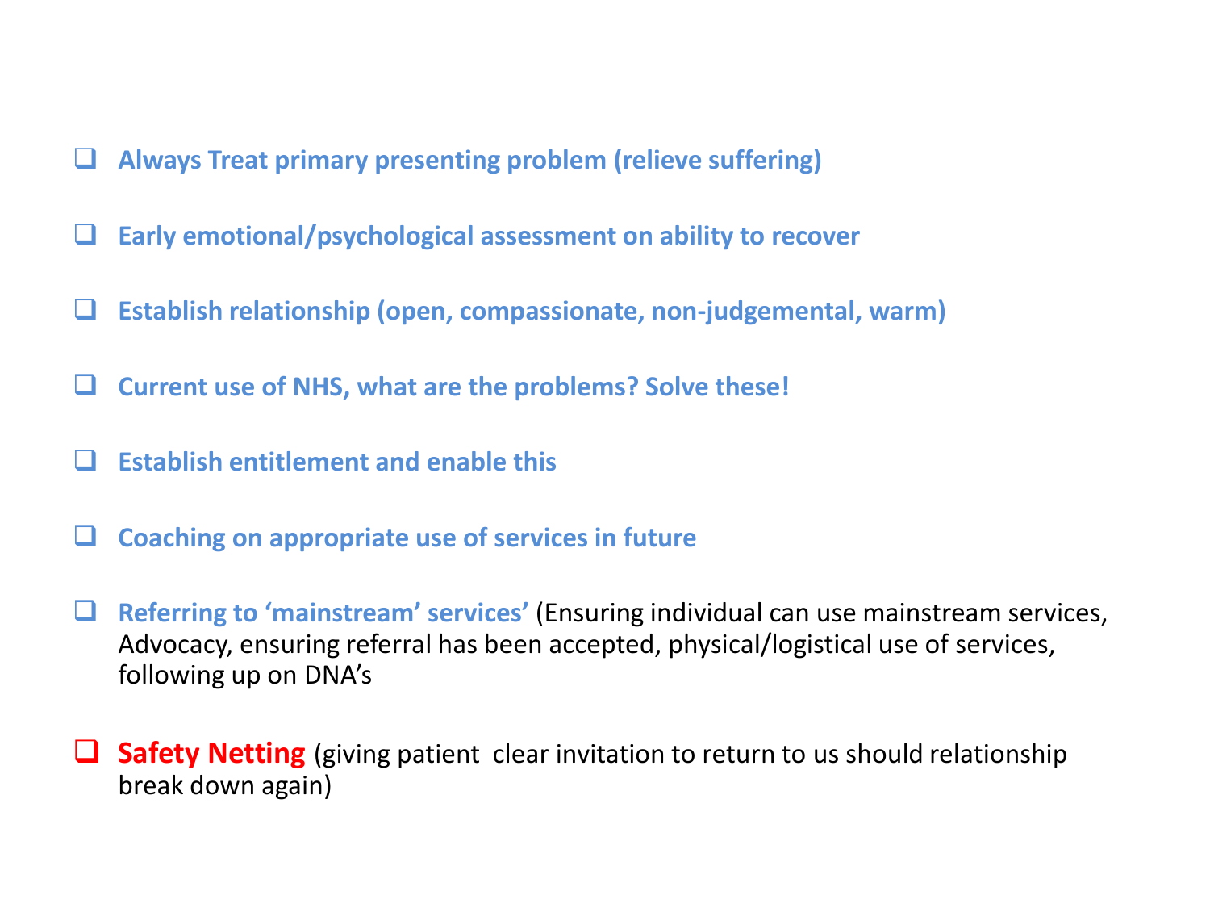- **Always Treat primary presenting problem (relieve suffering)**
- **Early emotional/psychological assessment on ability to recover**
- **Establish relationship (open, compassionate, non-judgemental, warm)**
- **Current use of NHS, what are the problems? Solve these!**
- **Establish entitlement and enable this**
- **Coaching on appropriate use of services in future**
- **Referring to 'mainstream' services'** (Ensuring individual can use mainstream services, Advocacy, ensuring referral has been accepted, physical/logistical use of services, following up on DNA's
- **Safety Netting** (giving patient clear invitation to return to us should relationship break down again)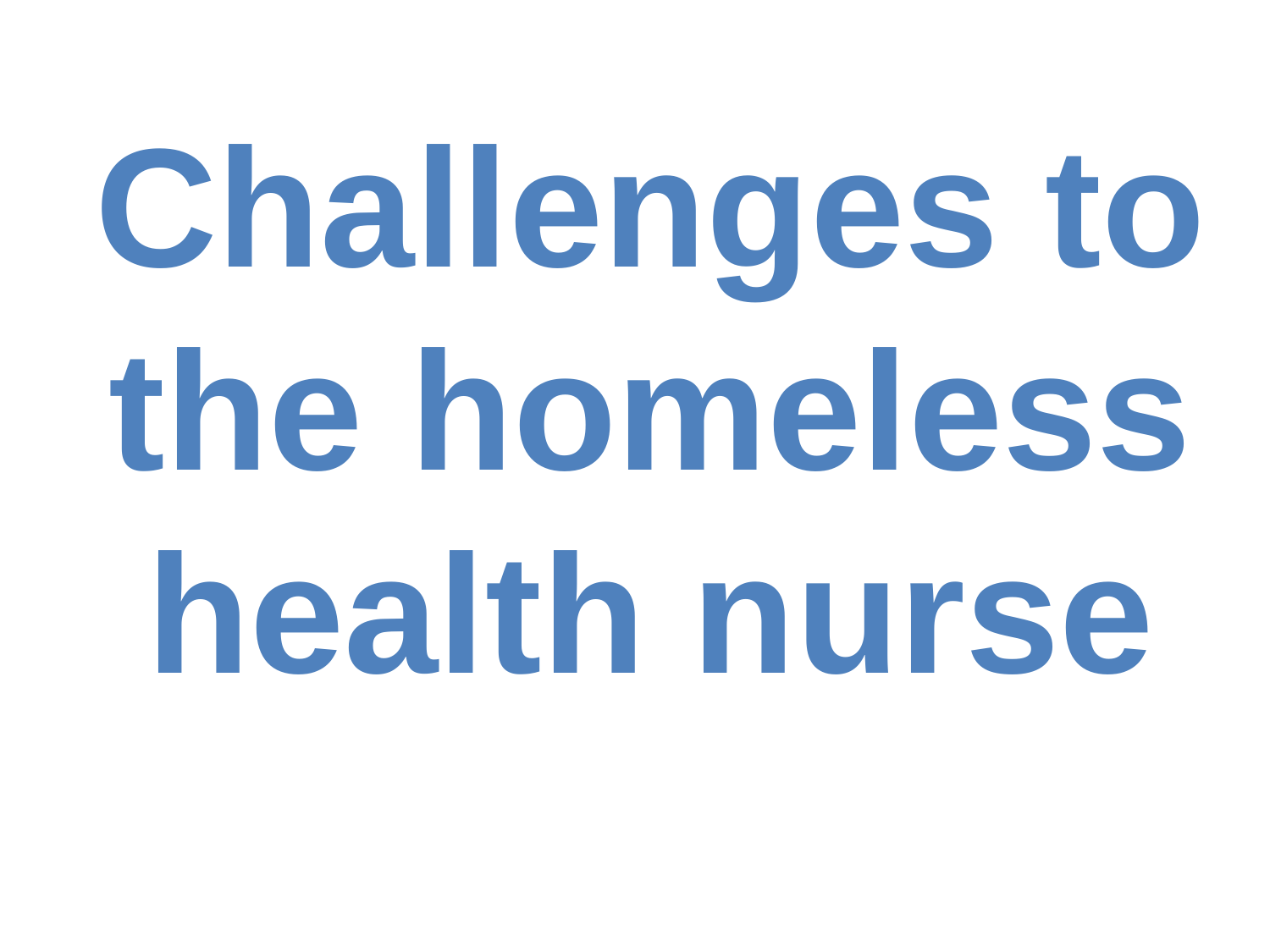# Challenges to the homeless health nurse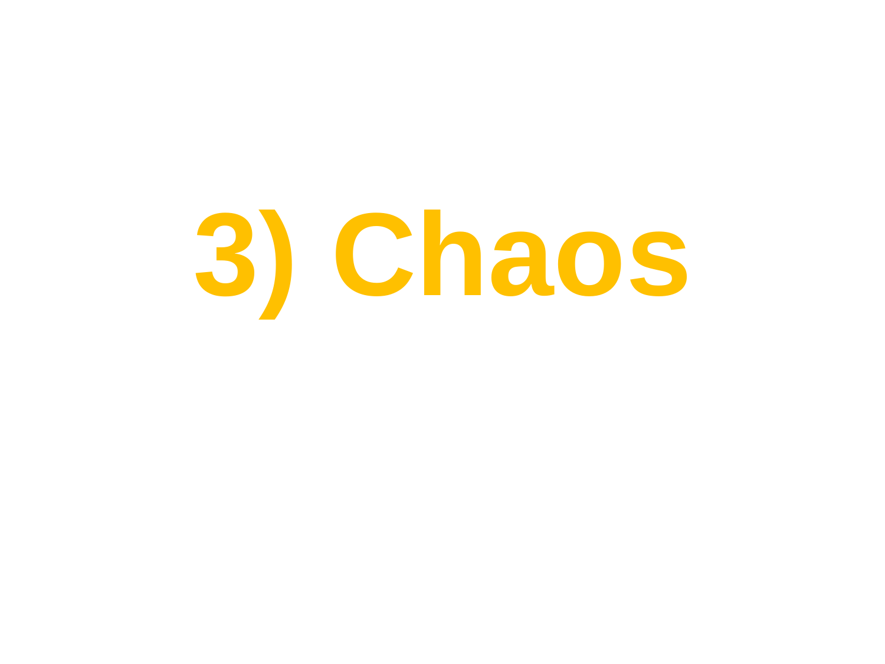# 3) Chaos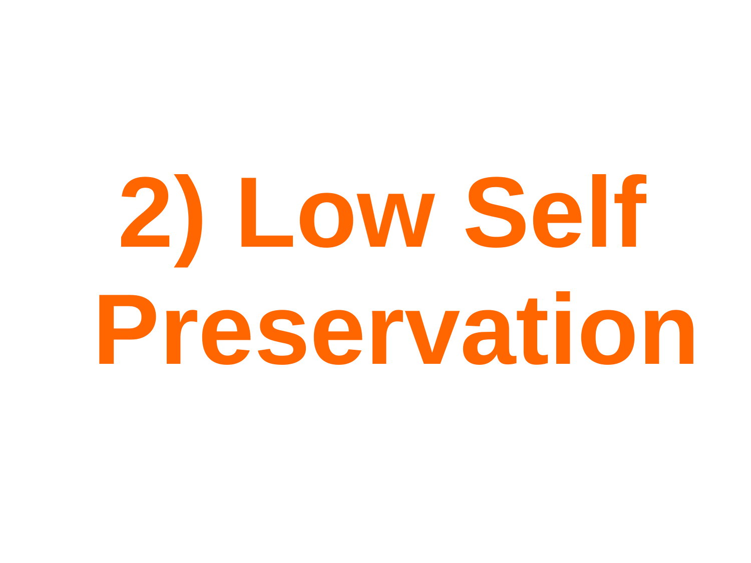# 2) Low Self Preservation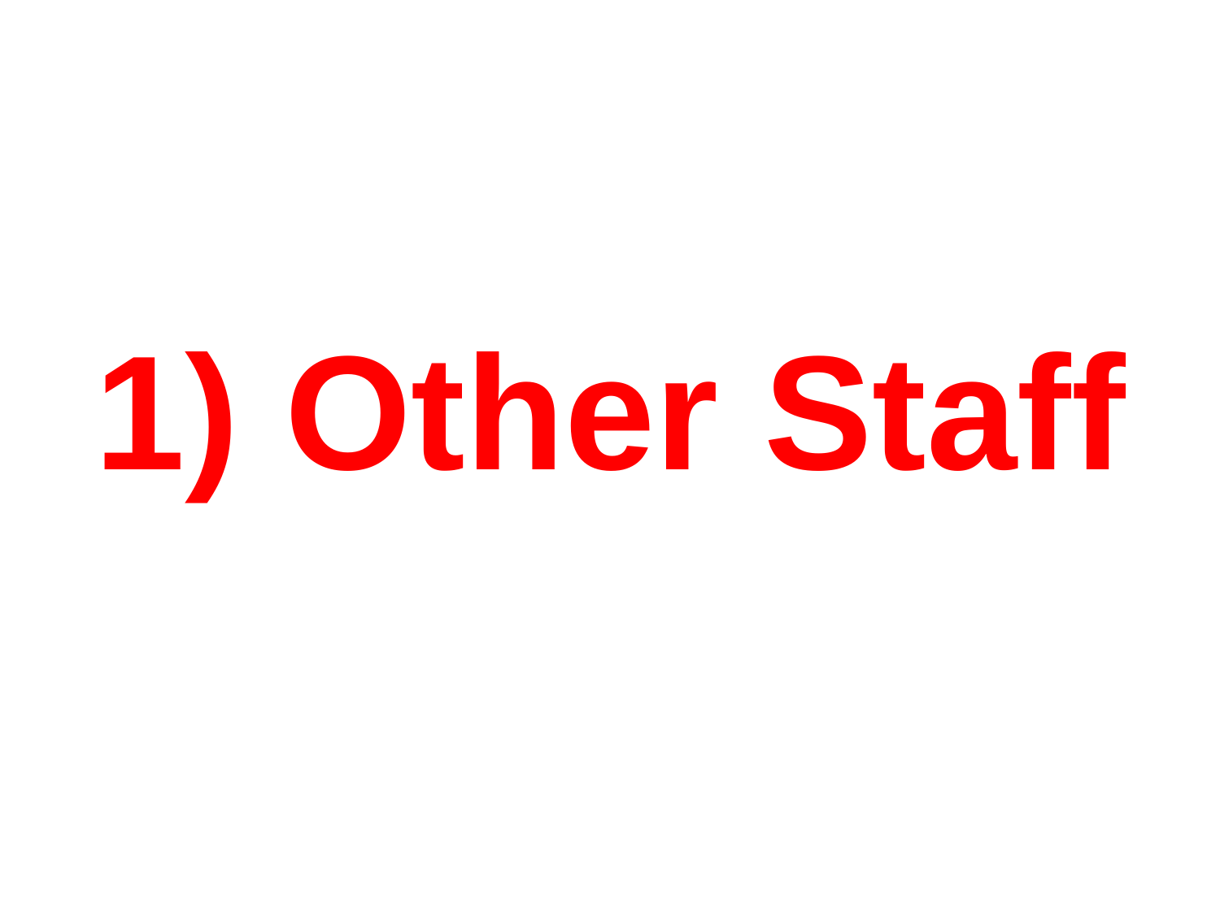# 1) Other Staff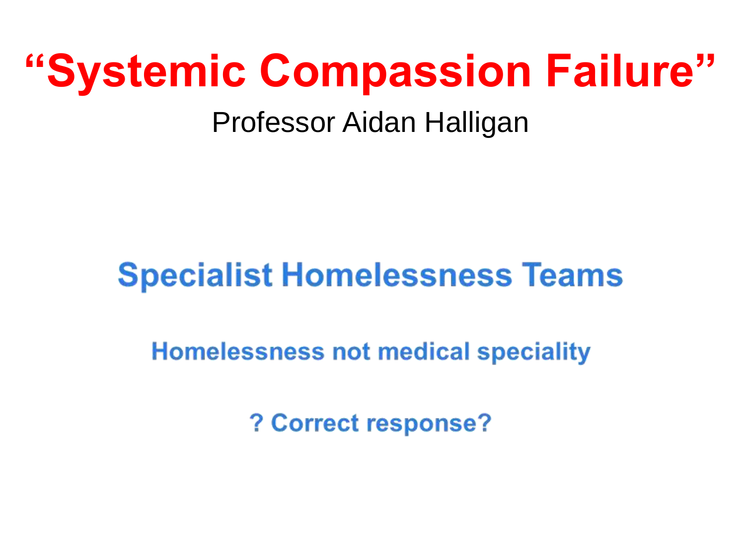# “Systemic Compassion Failure”

Professor Aidan Halligan

## Specialist Homelessness Teams

**Homelessness not medical speciality**

**? Correct response?**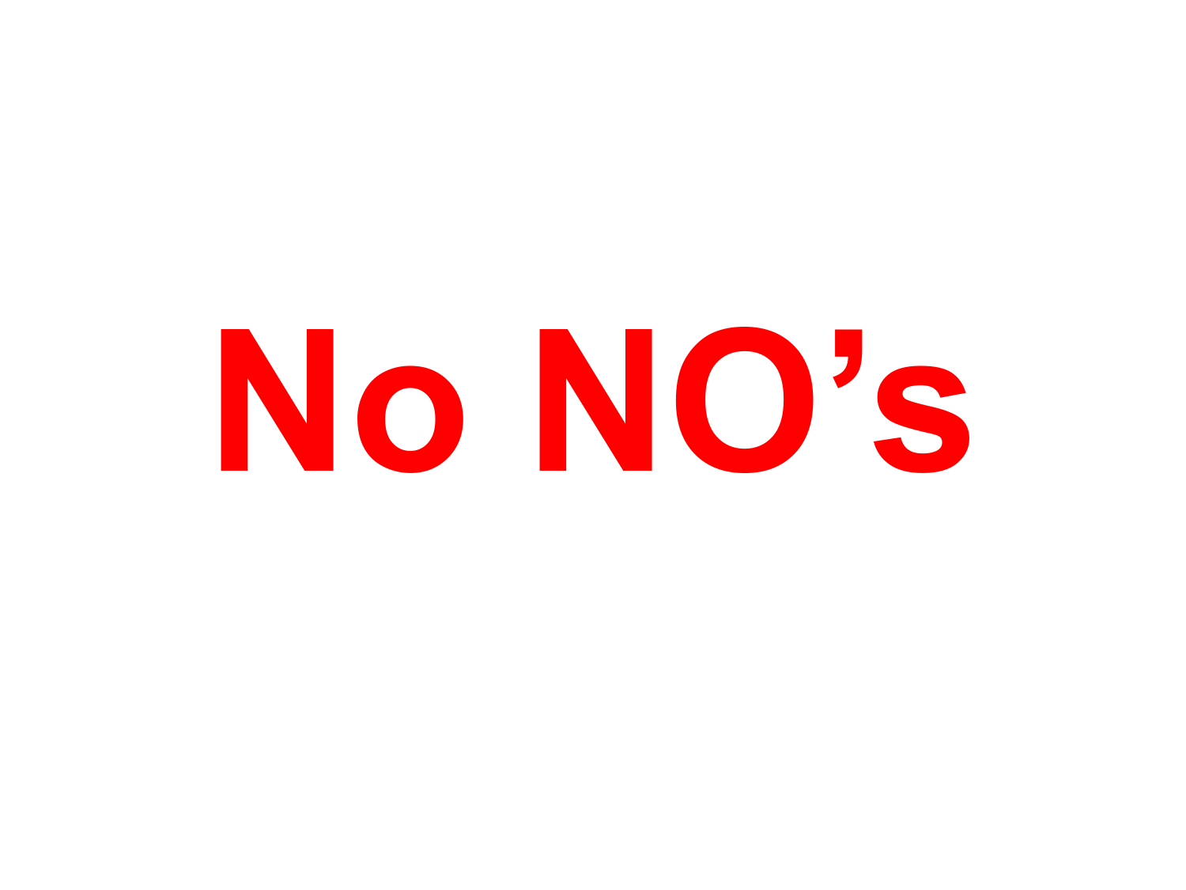# No NO’s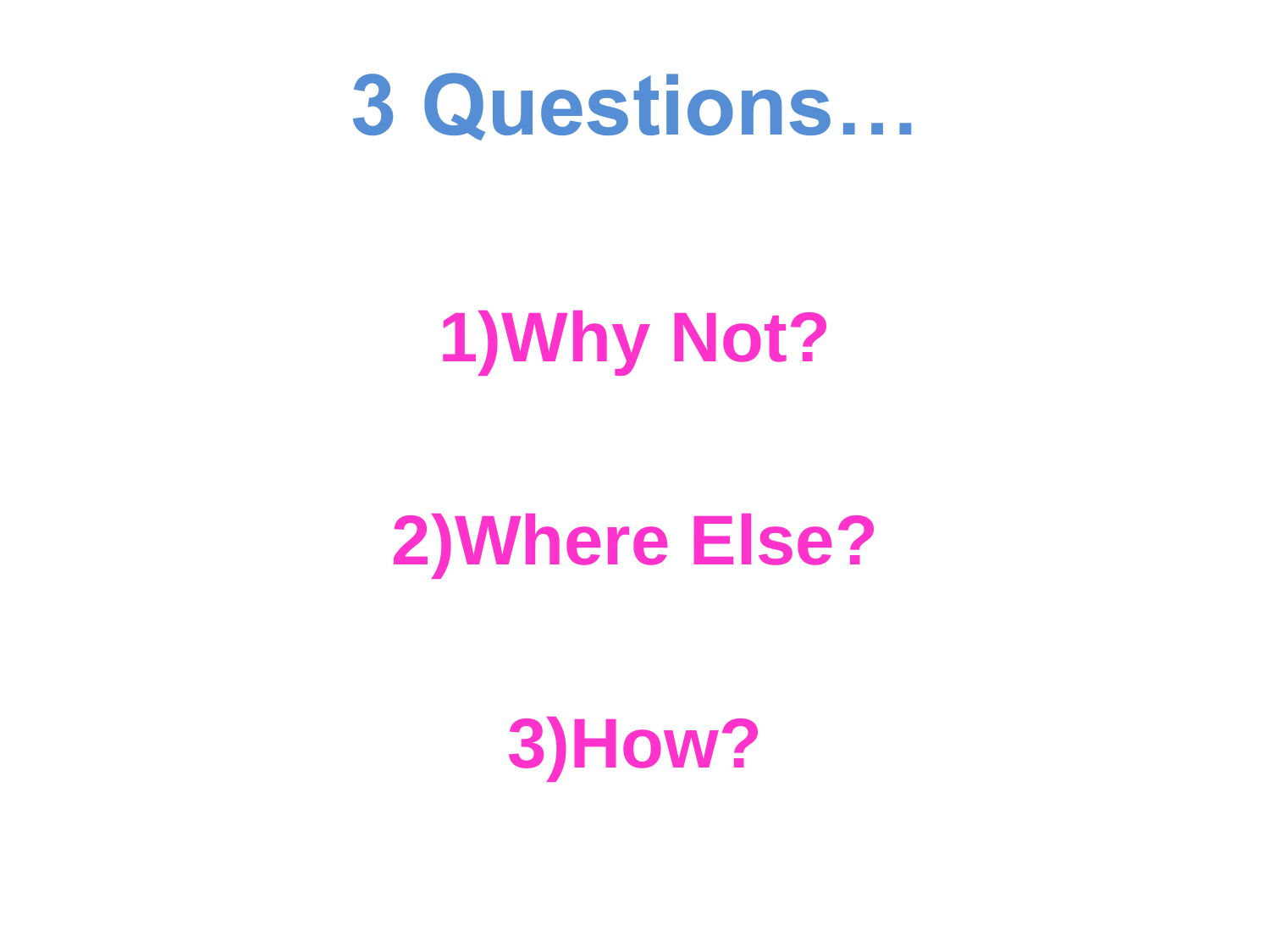# 3 Questions…

1) Why Not?

2) Where Else?

3) How?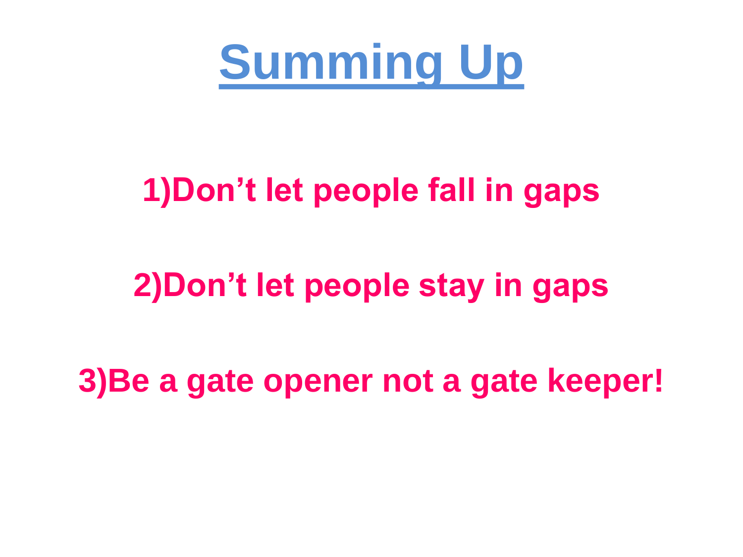# Summing Up

**1)Don’t let people fall in gaps**

**2)Don’t let people stay in gaps**

**3)Be a gate opener not a gate keeper!**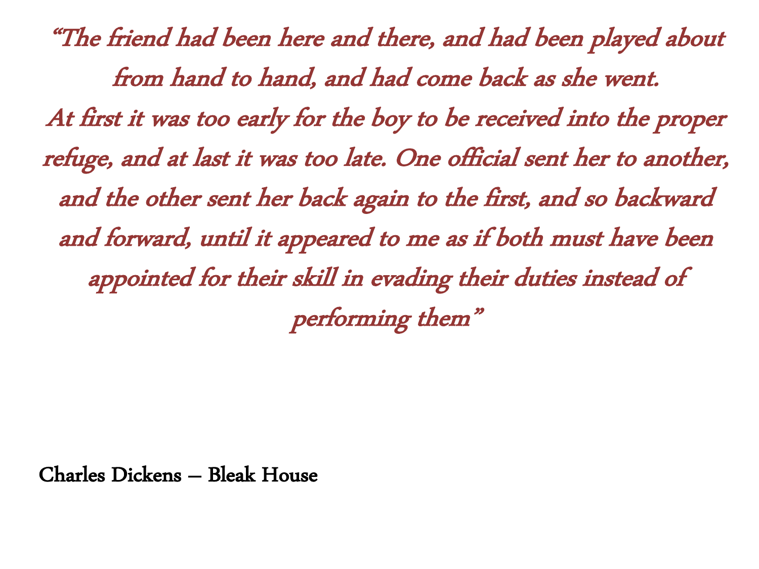*"The friend had been here and there, and had been played about from hand to hand, and had come back as she went.*
*At first it was too early for the boy to be received into the proper refuge, and at last it was too late. One official sent her to another, and the other sent her back again to the first, and so backward and forward, until it appeared to me as if both must have been appointed for their skill in evading their duties instead of performing them"*

Charles Dickens – Bleak House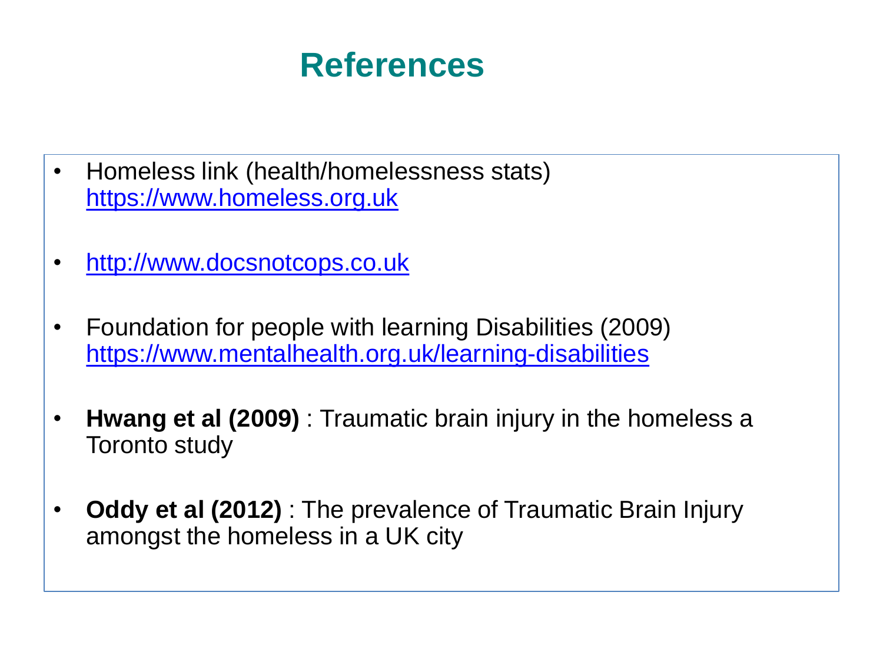# References

- Homeless link (health/homelessness stats) https://www.homeless.org.uk

- http://www.docsnotcops.co.uk

- Foundation for people with learning Disabilities (2009) https://www.mentalhealth.org.uk/learning-disabilities

- **Hwang et al (2009)** : Traumatic brain injury in the homeless a Toronto study

- **Oddy et al (2012)** : The prevalence of Traumatic Brain Injury amongst the homeless in a UK city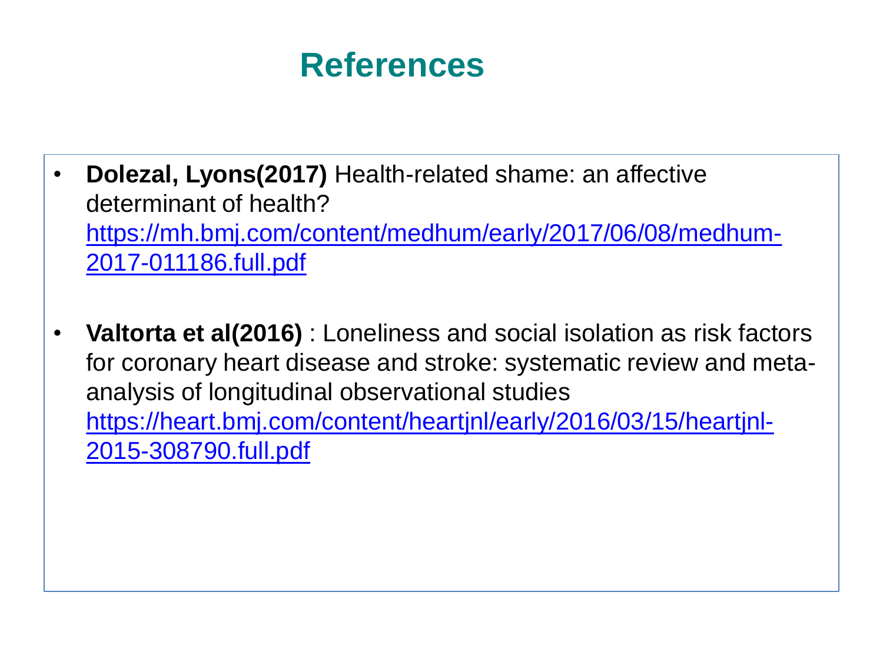# References

- **Dolezal, Lyons(2017)** Health-related shame: an affective determinant of health? https://mh.bmj.com/content/medhum/early/2017/06/08/medhum-2017-011186.full.pdf

- **Valtorta et al(2016)** : Loneliness and social isolation as risk factors for coronary heart disease and stroke: systematic review and meta-analysis of longitudinal observational studies https://heart.bmj.com/content/heartjnl/early/2016/03/15/heartjnl-2015-308790.full.pdf